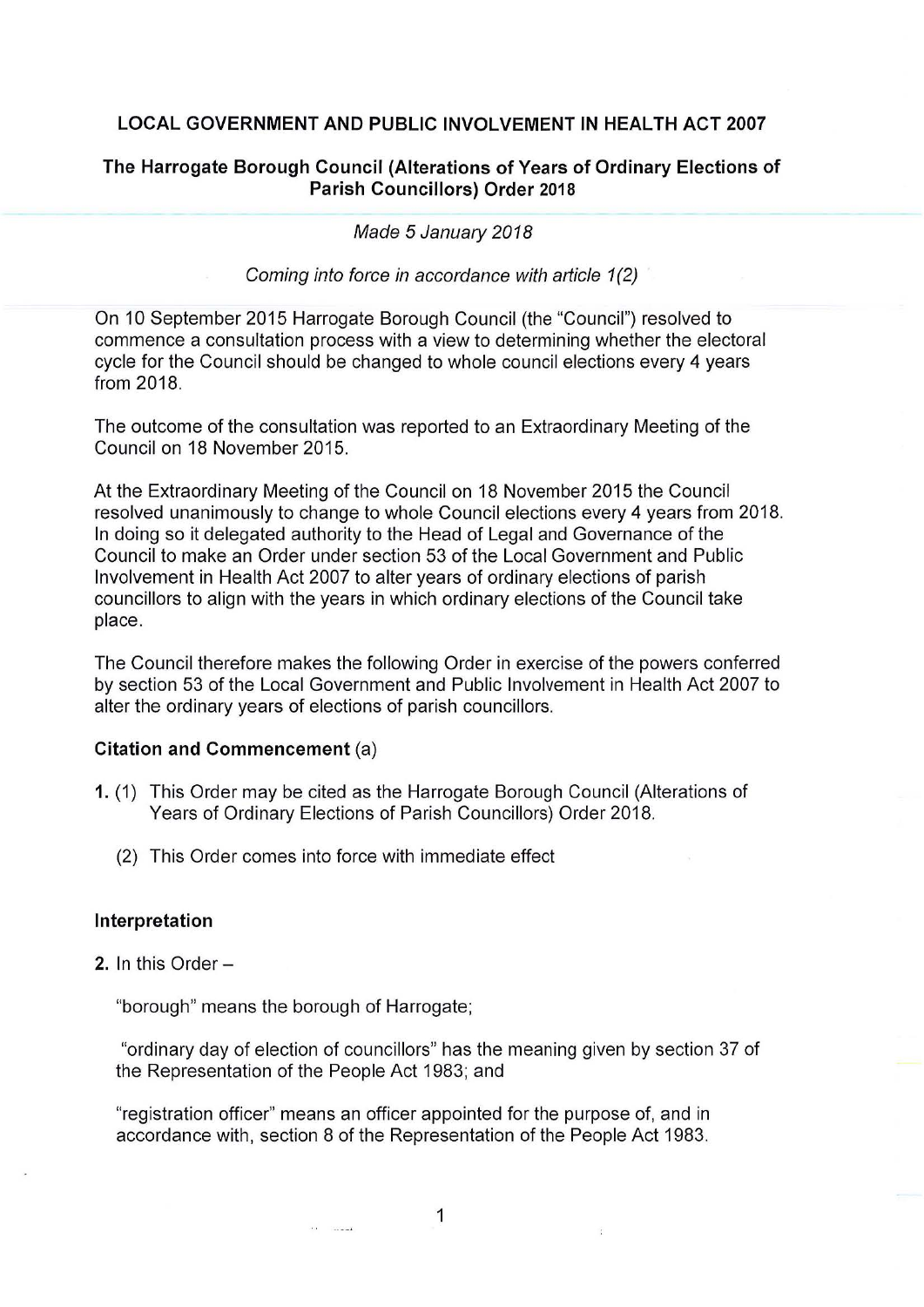**LOCAL GOVERNMENT AND PUBLIC INVOLVEMENT IN HEALTH ACT 2007**

**The Harrogate Borough Council (Alterations of Years of Ordinary Elections of Parish Councillors) Order 2018**

*Made 5 January 2018*

*Coming into force in accordance with article 1(2)*

On 10 September 2015 Harrogate Borough Council (the "Council") resolved to commence a consultation process with a view to determining whether the electoral cycle for the Council should be changed to whole council elections every 4 years from 2018.

The outcome of the consultation was reported to an Extraordinary Meeting of the Council on 18 November 2015.

At the Extraordinary Meeting of the Council on 18 November 2015 the Council resolved unanimously to change to whole Council elections every 4 years from 2018. In doing so it delegated authority to the Head of Legal and Governance of the Council to make an Order under section 53 of the Local Government and Public Involvement in Health Act 2007 to alter years of ordinary elections of parish councillors to align with the years in which ordinary elections of the Council take place.

The Council therefore makes the following Order in exercise of the powers conferred by section 53 of the Local Government and Public Involvement in Health Act 2007 to alter the ordinary years of elections of parish councillors.

**Citation and Commencement** (a)

**1.** (1) This Order may be cited as the Harrogate Borough Council (Alterations of Years of Ordinary Elections of Parish Councillors) Order 2018.

(2) This Order comes into force with immediate effect

**Interpretation**

**2.** In this Order –

"borough" means the borough of Harrogate;

"ordinary day of election of councillors" has the meaning given by section 37 of the Representation of the People Act 1983; and

"registration officer" means an officer appointed for the purpose of, and in accordance with, section 8 of the Representation of the People Act 1983.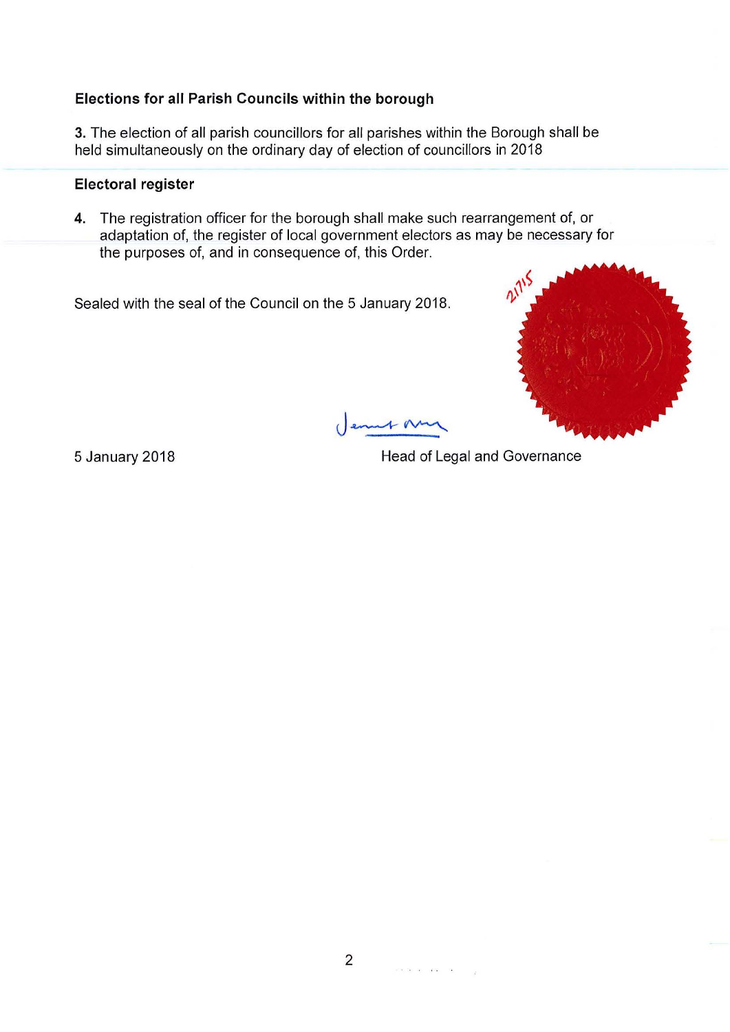### Elections for all Parish Councils within the borough

**3.** The election of all parish councillors for all parishes within the Borough shall be held simultaneously on the ordinary day of election of councillors in 2018

### Electoral register

**4.** The registration officer for the borough shall make such rearrangement of, or adaptation of, the register of local government electors as may be necessary for the purposes of, and in consequence of, this Order.

Sealed with the seal of the Council on the 5 January 2018.

2175

5 January 2018

Head of Legal and Governance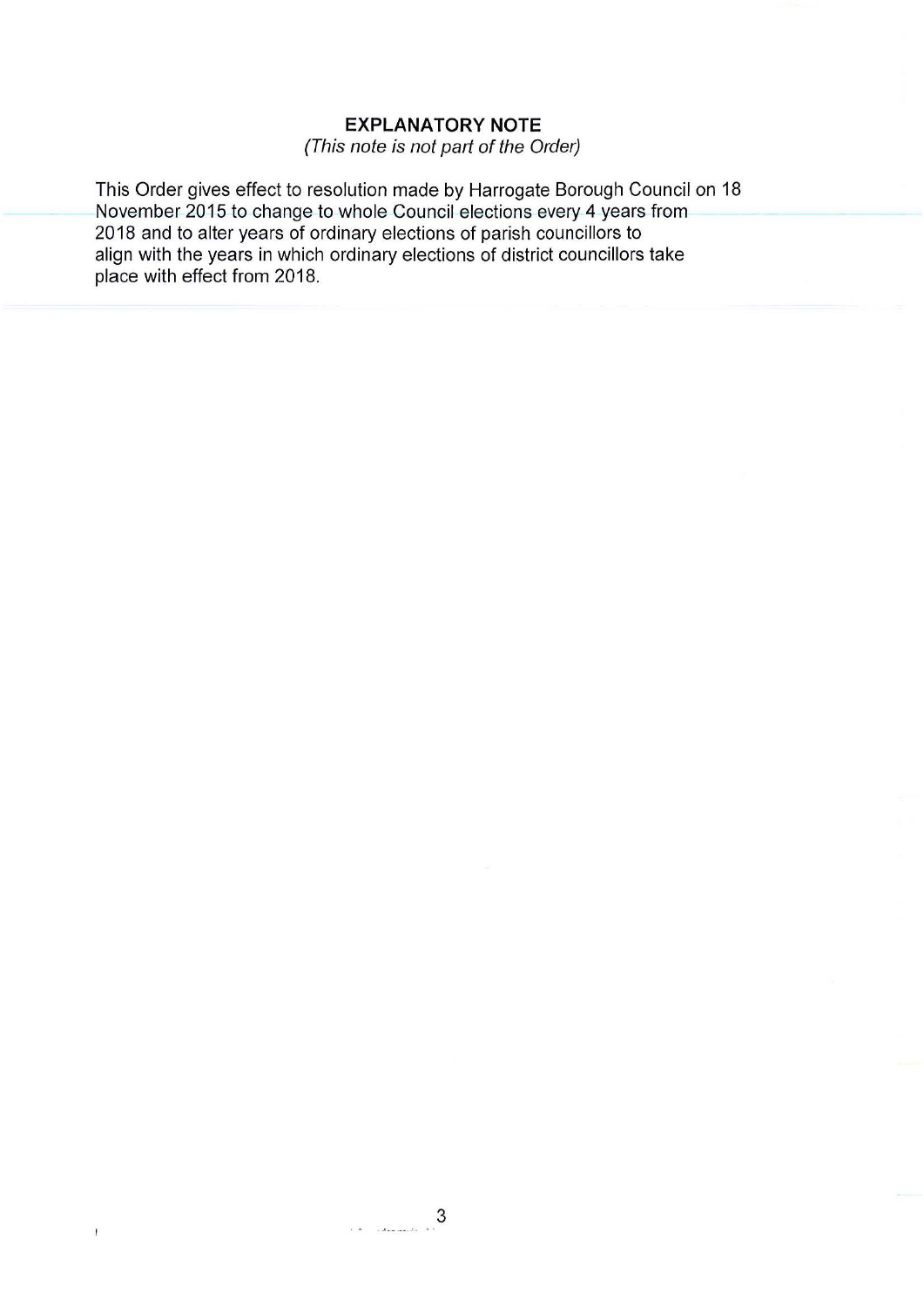**EXPLANATORY NOTE**

*(This note is not part of the Order)*

This Order gives effect to resolution made by Harrogate Borough Council on 18 November 2015 to change to whole Council elections every 4 years from 2018 and to alter years of ordinary elections of parish councillors to align with the years in which ordinary elections of district councillors take place with effect from 2018.